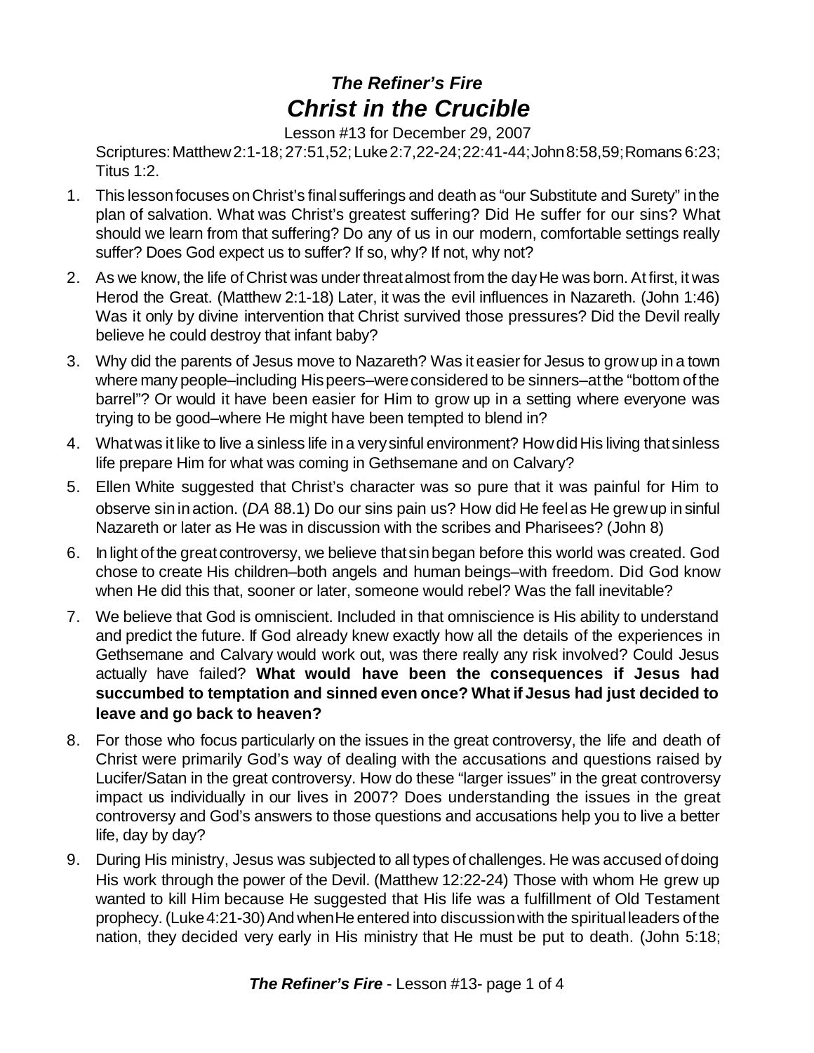# *The Refiner's Fire*
# *Christ in the Crucible*

Lesson #13 for December 29, 2007

Scriptures: Matthew 2:1-18; 27:51,52; Luke 2:7,22-24; 22:41-44; John 8:58,59; Romans 6:23; Titus 1:2.

1. This lesson focuses on Christ's final sufferings and death as "our Substitute and Surety" in the plan of salvation. What was Christ's greatest suffering? Did He suffer for our sins? What should we learn from that suffering? Do any of us in our modern, comfortable settings really suffer? Does God expect us to suffer? If so, why? If not, why not?

2. As we know, the life of Christ was under threat almost from the day He was born. At first, it was Herod the Great. (Matthew 2:1-18) Later, it was the evil influences in Nazareth. (John 1:46) Was it only by divine intervention that Christ survived those pressures? Did the Devil really believe he could destroy that infant baby?

3. Why did the parents of Jesus move to Nazareth? Was it easier for Jesus to grow up in a town where many people–including His peers–were considered to be sinners–at the "bottom of the barrel"? Or would it have been easier for Him to grow up in a setting where everyone was trying to be good–where He might have been tempted to blend in?

4. What was it like to live a sinless life in a very sinful environment? How did His living that sinless life prepare Him for what was coming in Gethsemane and on Calvary?

5. Ellen White suggested that Christ's character was so pure that it was painful for Him to observe sin in action. (*DA* 88.1) Do our sins pain us? How did He feel as He grew up in sinful Nazareth or later as He was in discussion with the scribes and Pharisees? (John 8)

6. In light of the great controversy, we believe that sin began before this world was created. God chose to create His children–both angels and human beings–with freedom. Did God know when He did this that, sooner or later, someone would rebel? Was the fall inevitable?

7. We believe that God is omniscient. Included in that omniscience is His ability to understand and predict the future. If God already knew exactly how all the details of the experiences in Gethsemane and Calvary would work out, was there really any risk involved? Could Jesus actually have failed? **What would have been the consequences if Jesus had succumbed to temptation and sinned even once? What if Jesus had just decided to leave and go back to heaven?**

8. For those who focus particularly on the issues in the great controversy, the life and death of Christ were primarily God's way of dealing with the accusations and questions raised by Lucifer/Satan in the great controversy. How do these "larger issues" in the great controversy impact us individually in our lives in 2007? Does understanding the issues in the great controversy and God's answers to those questions and accusations help you to live a better life, day by day?

9. During His ministry, Jesus was subjected to all types of challenges. He was accused of doing His work through the power of the Devil. (Matthew 12:22-24) Those with whom He grew up wanted to kill Him because He suggested that His life was a fulfillment of Old Testament prophecy. (Luke 4:21-30) And when He entered into discussion with the spiritual leaders of the nation, they decided very early in His ministry that He must be put to death. (John 5:18;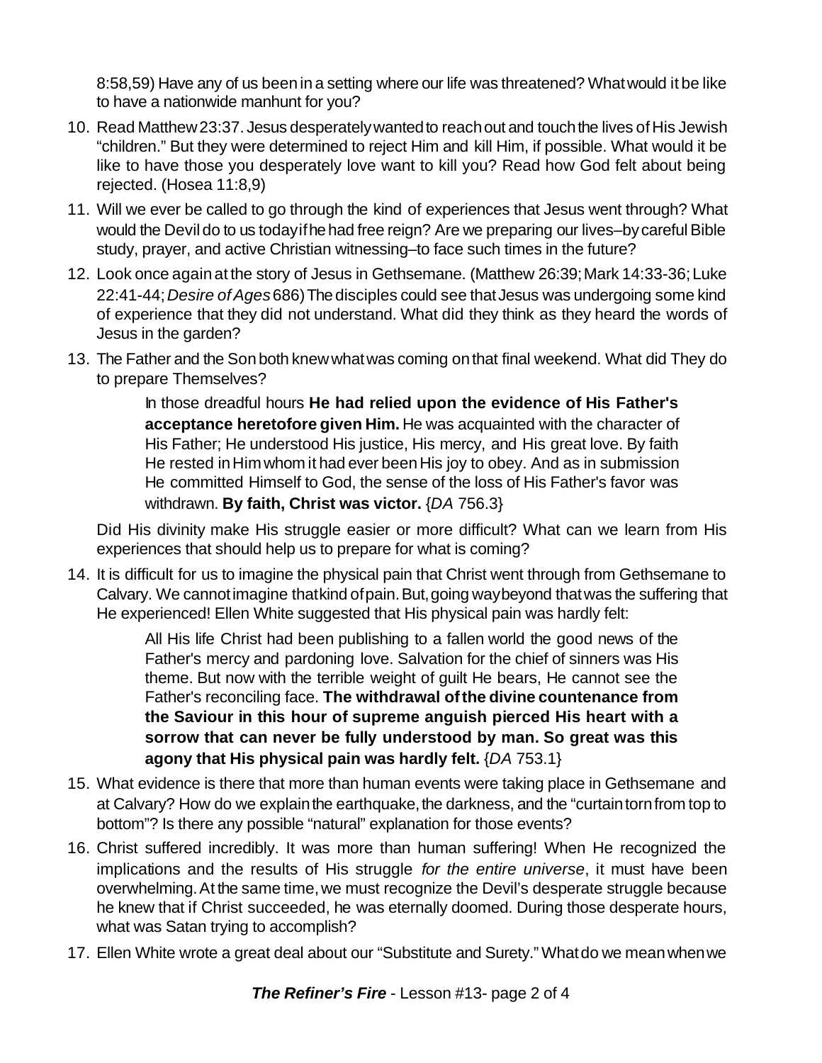8:58,59) Have any of us been in a setting where our life was threatened? What would it be like to have a nationwide manhunt for you?

10. Read Matthew 23:37. Jesus desperately wanted to reach out and touch the lives of His Jewish "children." But they were determined to reject Him and kill Him, if possible. What would it be like to have those you desperately love want to kill you? Read how God felt about being rejected. (Hosea 11:8,9)

11. Will we ever be called to go through the kind of experiences that Jesus went through? What would the Devil do to us today if he had free reign? Are we preparing our lives–by careful Bible study, prayer, and active Christian witnessing–to face such times in the future?

12. Look once again at the story of Jesus in Gethsemane. (Matthew 26:39; Mark 14:33-36; Luke 22:41-44; *Desire of Ages* 686) The disciples could see that Jesus was undergoing some kind of experience that they did not understand. What did they think as they heard the words of Jesus in the garden?

13. The Father and the Son both knew what was coming on that final weekend. What did They do to prepare Themselves?

    > In those dreadful hours **He had relied upon the evidence of His Father's acceptance heretofore given Him.** He was acquainted with the character of His Father; He understood His justice, His mercy, and His great love. By faith He rested in Him whom it had ever been His joy to obey. And as in submission He committed Himself to God, the sense of the loss of His Father's favor was withdrawn. **By faith, Christ was victor.** {*DA* 756.3}

    Did His divinity make His struggle easier or more difficult? What can we learn from His experiences that should help us to prepare for what is coming?

14. It is difficult for us to imagine the physical pain that Christ went through from Gethsemane to Calvary. We cannot imagine that kind of pain. But, going way beyond that was the suffering that He experienced! Ellen White suggested that His physical pain was hardly felt:

    > All His life Christ had been publishing to a fallen world the good news of the Father's mercy and pardoning love. Salvation for the chief of sinners was His theme. But now with the terrible weight of guilt He bears, He cannot see the Father's reconciling face. **The withdrawal of the divine countenance from the Saviour in this hour of supreme anguish pierced His heart with a sorrow that can never be fully understood by man. So great was this agony that His physical pain was hardly felt.** {*DA* 753.1}

15. What evidence is there that more than human events were taking place in Gethsemane and at Calvary? How do we explain the earthquake, the darkness, and the "curtain torn from top to bottom"? Is there any possible "natural" explanation for those events?

16. Christ suffered incredibly. It was more than human suffering! When He recognized the implications and the results of His struggle *for the entire universe*, it must have been overwhelming. At the same time, we must recognize the Devil's desperate struggle because he knew that if Christ succeeded, he was eternally doomed. During those desperate hours, what was Satan trying to accomplish?

17. Ellen White wrote a great deal about our "Substitute and Surety." What do we mean when we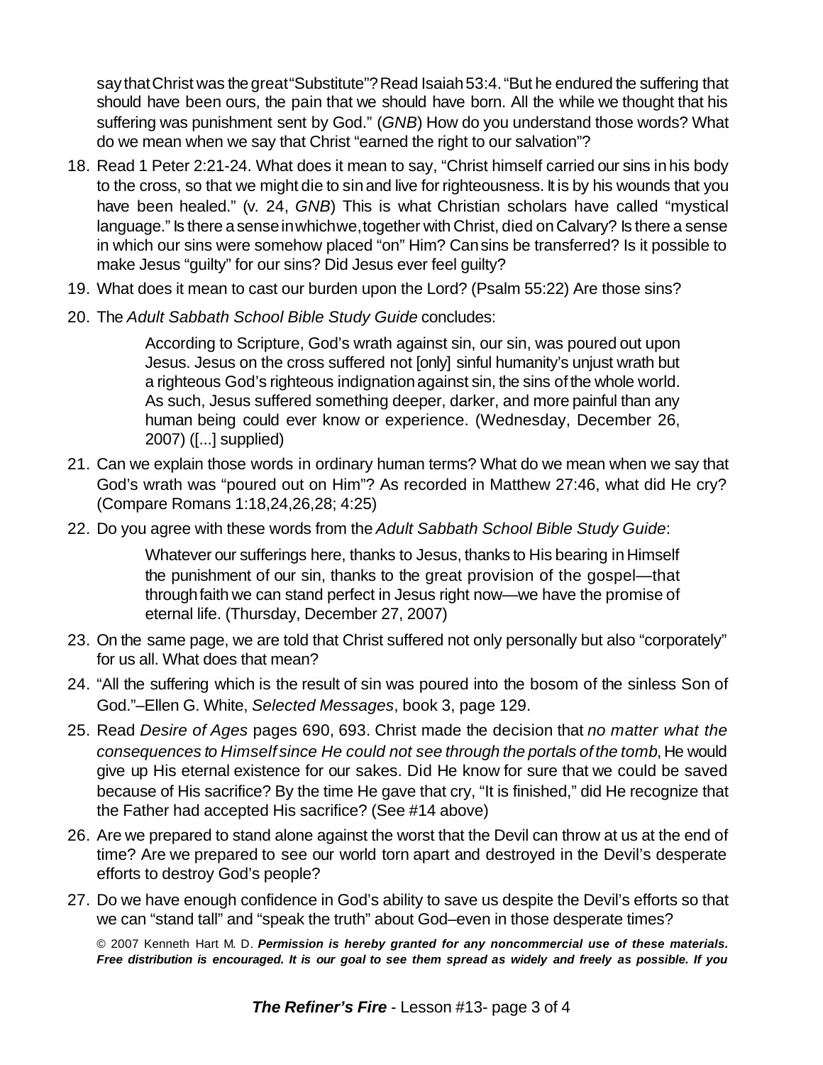say that Christ was the great "Substitute"? Read Isaiah 53:4. "But he endured the suffering that should have been ours, the pain that we should have born. All the while we thought that his suffering was punishment sent by God." (*GNB*) How do you understand those words? What do we mean when we say that Christ "earned the right to our salvation"?

18. Read 1 Peter 2:21-24. What does it mean to say, "Christ himself carried our sins in his body to the cross, so that we might die to sin and live for righteousness. It is by his wounds that you have been healed." (v. 24, *GNB*) This is what Christian scholars have called "mystical language." Is there a sense in which we, together with Christ, died on Calvary? Is there a sense in which our sins were somehow placed "on" Him? Can sins be transferred? Is it possible to make Jesus "guilty" for our sins? Did Jesus ever feel guilty?

19. What does it mean to cast our burden upon the Lord? (Psalm 55:22) Are those sins?

20. The *Adult Sabbath School Bible Study Guide* concludes:

    > According to Scripture, God's wrath against sin, our sin, was poured out upon Jesus. Jesus on the cross suffered not [only] sinful humanity's unjust wrath but a righteous God's righteous indignation against sin, the sins of the whole world. As such, Jesus suffered something deeper, darker, and more painful than any human being could ever know or experience. (Wednesday, December 26, 2007) ([...] supplied)

21. Can we explain those words in ordinary human terms? What do we mean when we say that God's wrath was "poured out on Him"? As recorded in Matthew 27:46, what did He cry? (Compare Romans 1:18,24,26,28; 4:25)

22. Do you agree with these words from the *Adult Sabbath School Bible Study Guide*:

    > Whatever our sufferings here, thanks to Jesus, thanks to His bearing in Himself the punishment of our sin, thanks to the great provision of the gospel—that through faith we can stand perfect in Jesus right now—we have the promise of eternal life. (Thursday, December 27, 2007)

23. On the same page, we are told that Christ suffered not only personally but also "corporately" for us all. What does that mean?

24. "All the suffering which is the result of sin was poured into the bosom of the sinless Son of God."–Ellen G. White, *Selected Messages*, book 3, page 129.

25. Read *Desire of Ages* pages 690, 693. Christ made the decision that *no matter what the consequences to Himself since He could not see through the portals of the tomb*, He would give up His eternal existence for our sakes. Did He know for sure that we could be saved because of His sacrifice? By the time He gave that cry, "It is finished," did He recognize that the Father had accepted His sacrifice? (See #14 above)

26. Are we prepared to stand alone against the worst that the Devil can throw at us at the end of time? Are we prepared to see our world torn apart and destroyed in the Devil's desperate efforts to destroy God's people?

27. Do we have enough confidence in God's ability to save us despite the Devil's efforts so that we can "stand tall" and "speak the truth" about God–even in those desperate times?

© 2007 Kenneth Hart M. D. ***Permission is hereby granted for any noncommercial use of these materials. Free distribution is encouraged. It is our goal to see them spread as widely and freely as possible. If you***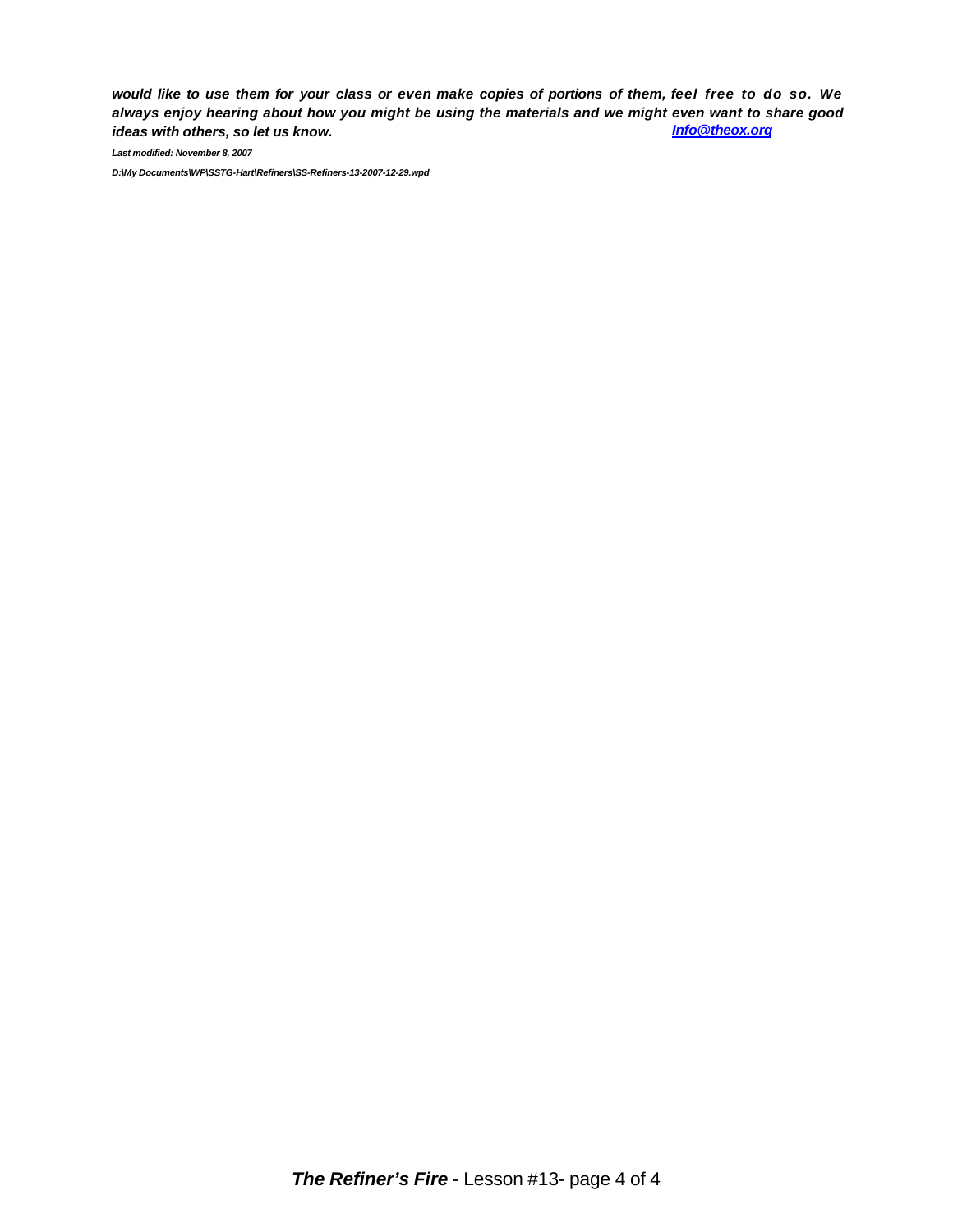***would like to use them for your class or even make copies of portions of them, feel free to do so. We always enjoy hearing about how you might be using the materials and we might even want to share good ideas with others, so let us know.*** ***[Info@theox.org](mailto:Info@theox.org)***

***Last modified: November 8, 2007***

***D:\My Documents\WP\SSTG-Hart\Refiners\SS-Refiners-13-2007-12-29.wpd***